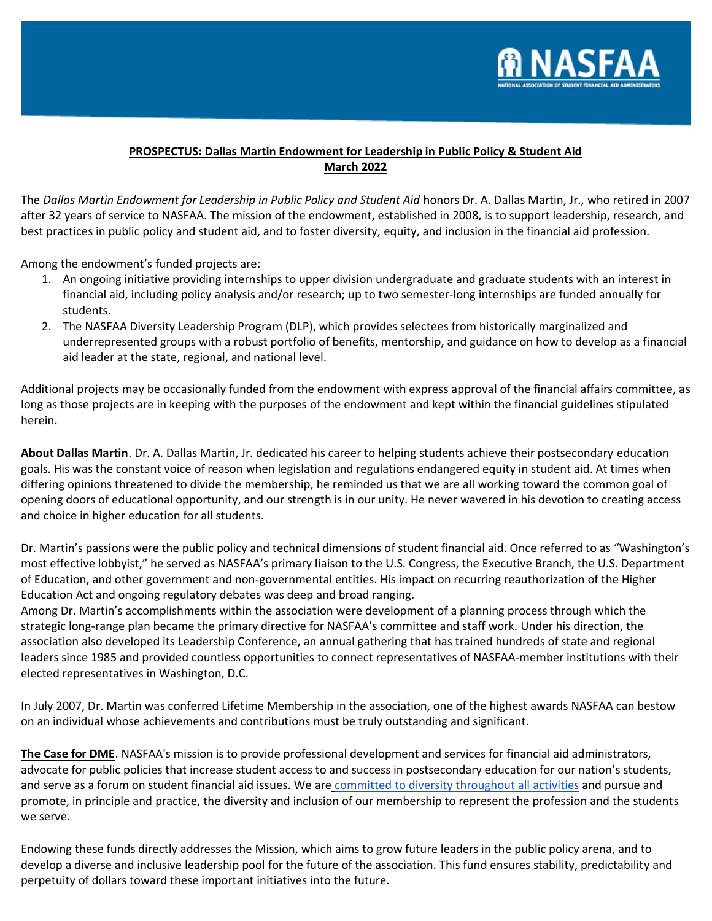**PROSPECTUS: Dallas Martin Endowment for Leadership in Public Policy & Student Aid**
**March 2022**

The *Dallas Martin Endowment for Leadership in Public Policy and Student Aid* honors Dr. A. Dallas Martin, Jr., who retired in 2007 after 32 years of service to NASFAA. The mission of the endowment, established in 2008, is to support leadership, research, and best practices in public policy and student aid, and to foster diversity, equity, and inclusion in the financial aid profession.

Among the endowment's funded projects are:

1. An ongoing initiative providing internships to upper division undergraduate and graduate students with an interest in financial aid, including policy analysis and/or research; up to two semester-long internships are funded annually for students.
2. The NASFAA Diversity Leadership Program (DLP), which provides selectees from historically marginalized and underrepresented groups with a robust portfolio of benefits, mentorship, and guidance on how to develop as a financial aid leader at the state, regional, and national level.

Additional projects may be occasionally funded from the endowment with express approval of the financial affairs committee, as long as those projects are in keeping with the purposes of the endowment and kept within the financial guidelines stipulated herein.

**About Dallas Martin**. Dr. A. Dallas Martin, Jr. dedicated his career to helping students achieve their postsecondary education goals. His was the constant voice of reason when legislation and regulations endangered equity in student aid. At times when differing opinions threatened to divide the membership, he reminded us that we are all working toward the common goal of opening doors of educational opportunity, and our strength is in our unity. He never wavered in his devotion to creating access and choice in higher education for all students.

Dr. Martin's passions were the public policy and technical dimensions of student financial aid. Once referred to as "Washington's most effective lobbyist," he served as NASFAA's primary liaison to the U.S. Congress, the Executive Branch, the U.S. Department of Education, and other government and non-governmental entities. His impact on recurring reauthorization of the Higher Education Act and ongoing regulatory debates was deep and broad ranging.
Among Dr. Martin's accomplishments within the association were development of a planning process through which the strategic long-range plan became the primary directive for NASFAA's committee and staff work. Under his direction, the association also developed its Leadership Conference, an annual gathering that has trained hundreds of state and regional leaders since 1985 and provided countless opportunities to connect representatives of NASFAA-member institutions with their elected representatives in Washington, D.C.

In July 2007, Dr. Martin was conferred Lifetime Membership in the association, one of the highest awards NASFAA can bestow on an individual whose achievements and contributions must be truly outstanding and significant.

**The Case for DME**. NASFAA's mission is to provide professional development and services for financial aid administrators, advocate for public policies that increase student access to and success in postsecondary education for our nation's students, and serve as a forum on student financial aid issues. We are committed to diversity throughout all activities and pursue and promote, in principle and practice, the diversity and inclusion of our membership to represent the profession and the students we serve.

Endowing these funds directly addresses the Mission, which aims to grow future leaders in the public policy arena, and to develop a diverse and inclusive leadership pool for the future of the association. This fund ensures stability, predictability and perpetuity of dollars toward these important initiatives into the future.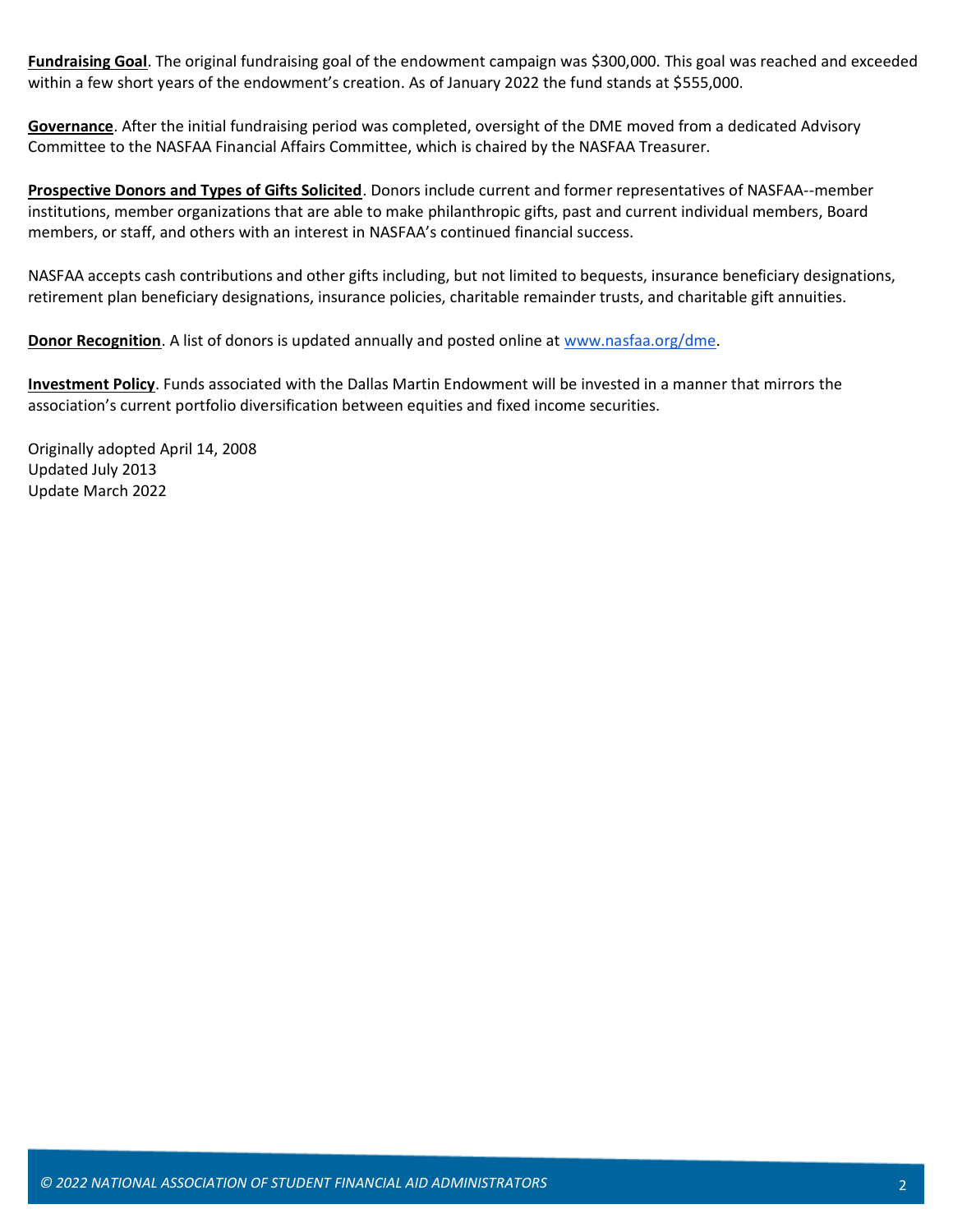**Fundraising Goal**. The original fundraising goal of the endowment campaign was $300,000. This goal was reached and exceeded within a few short years of the endowment's creation. As of January 2022 the fund stands at $555,000.

**Governance**. After the initial fundraising period was completed, oversight of the DME moved from a dedicated Advisory Committee to the NASFAA Financial Affairs Committee, which is chaired by the NASFAA Treasurer.

**Prospective Donors and Types of Gifts Solicited**. Donors include current and former representatives of NASFAA--member institutions, member organizations that are able to make philanthropic gifts, past and current individual members, Board members, or staff, and others with an interest in NASFAA's continued financial success.

NASFAA accepts cash contributions and other gifts including, but not limited to bequests, insurance beneficiary designations, retirement plan beneficiary designations, insurance policies, charitable remainder trusts, and charitable gift annuities.

**Donor Recognition**. A list of donors is updated annually and posted online at [www.nasfaa.org/dme](http://www.nasfaa.org/dme).

**Investment Policy**. Funds associated with the Dallas Martin Endowment will be invested in a manner that mirrors the association's current portfolio diversification between equities and fixed income securities.

Originally adopted April 14, 2008
Updated July 2013
Update March 2022